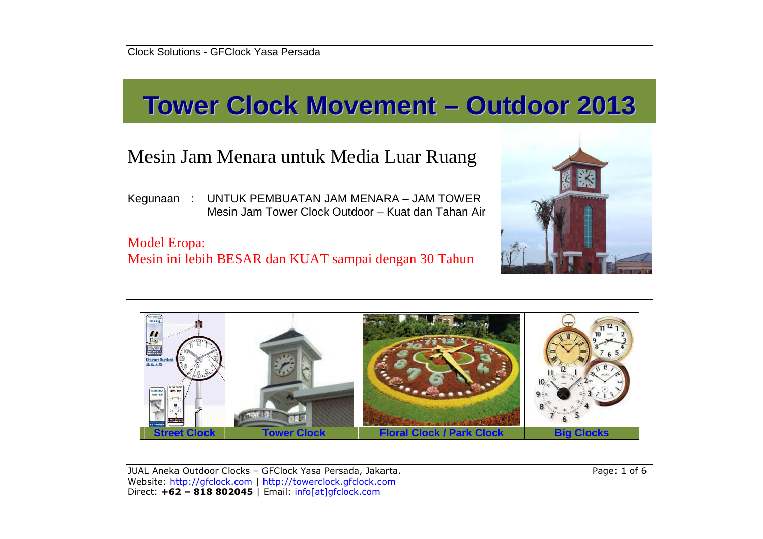# Tower Clock Movement – Outdoor 2013

## Mesin Jam Menara untuk Media Luar Ruang

Kegunaan : UNTUK PEMBUATAN JAM MENARA – JAM TOWER
Mesin Jam Tower Clock Outdoor – Kuat dan Tahan Air

Model Eropa:
Mesin ini lebih BESAR dan KUAT sampai dengan 30 Tahun

| Street Clock | Tower Clock | Floral Clock / Park Clock | Big Clocks |
|---|---|---|---|

JUAL Aneka Outdoor Clocks – GFClock Yasa Persada, Jakarta.
Website: http://gfclock.com | http://towerclock.gfclock.com
Direct: **+62 – 818 802045** | Email: info[at]gfclock.com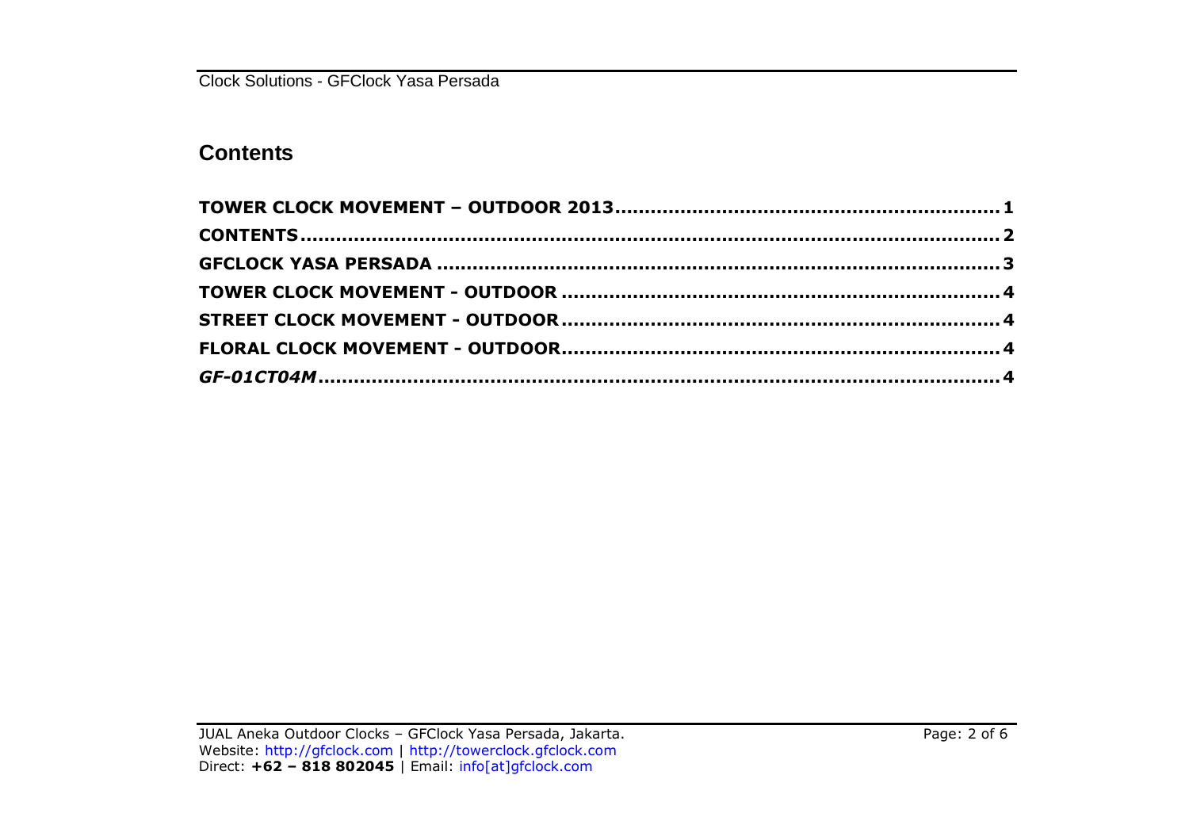## Contents

**TOWER CLOCK MOVEMENT – OUTDOOR 2013..............................................................1**

**CONTENTS.......................................................................................................2**

**GFCLOCK YASA PERSADA ..................................................................................3**

**TOWER CLOCK MOVEMENT - OUTDOOR ...............................................................4**

**STREET CLOCK MOVEMENT - OUTDOOR...............................................................4**

**FLORAL CLOCK MOVEMENT - OUTDOOR...............................................................4**

***GF-01CT04M*...................................................................................................4**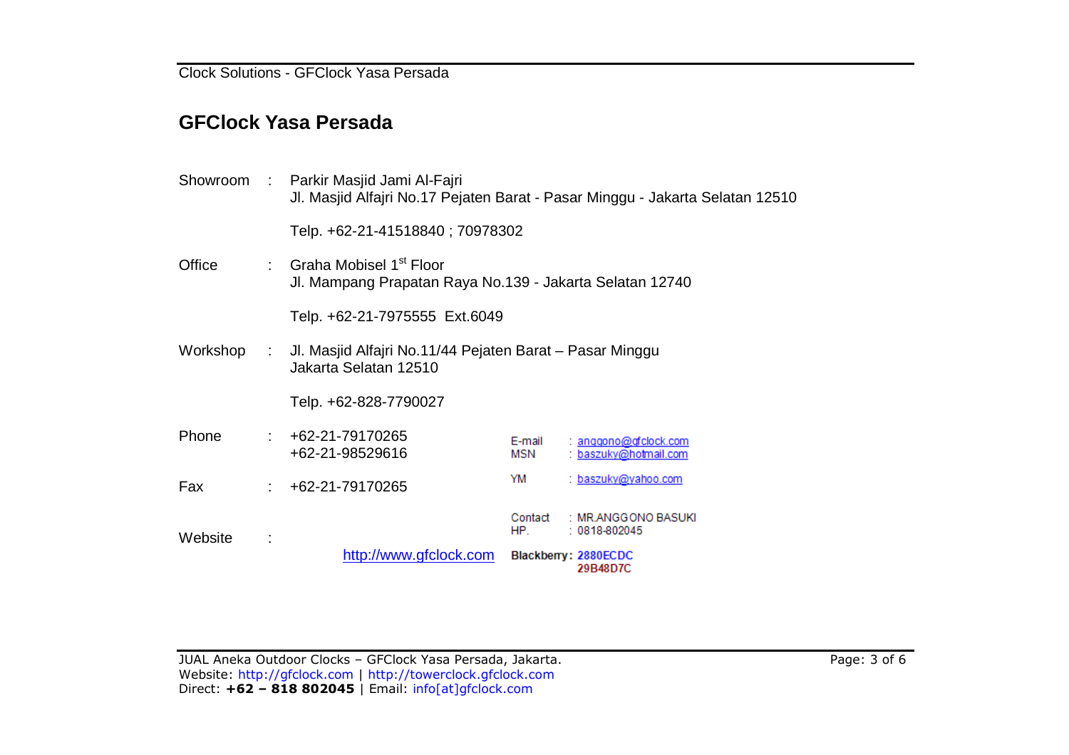## GFClock Yasa Persada

Showroom : Parkir Masjid Jami Al-Fajri
Jl. Masjid Alfajri No.17 Pejaten Barat - Pasar Minggu - Jakarta Selatan 12510

Telp. +62-21-41518840 ; 70978302

Office : Graha Mobisel 1st Floor
Jl. Mampang Prapatan Raya No.139 - Jakarta Selatan 12740

Telp. +62-21-7975555 Ext.6049

Workshop : Jl. Masjid Alfajri No.11/44 Pejaten Barat – Pasar Minggu
Jakarta Selatan 12510

Telp. +62-828-7790027

Phone : +62-21-79170265
+62-21-98529616

Fax : +62-21-79170265

Website : http://www.gfclock.com

E-mail : anggono@gfclock.com
MSN : baszuky@hotmail.com
YM : baszuky@yahoo.com

Contact : MR.ANGGONO BASUKI
HP. : 0818-802045

Blackberry: 2880ECDC
29B48D7C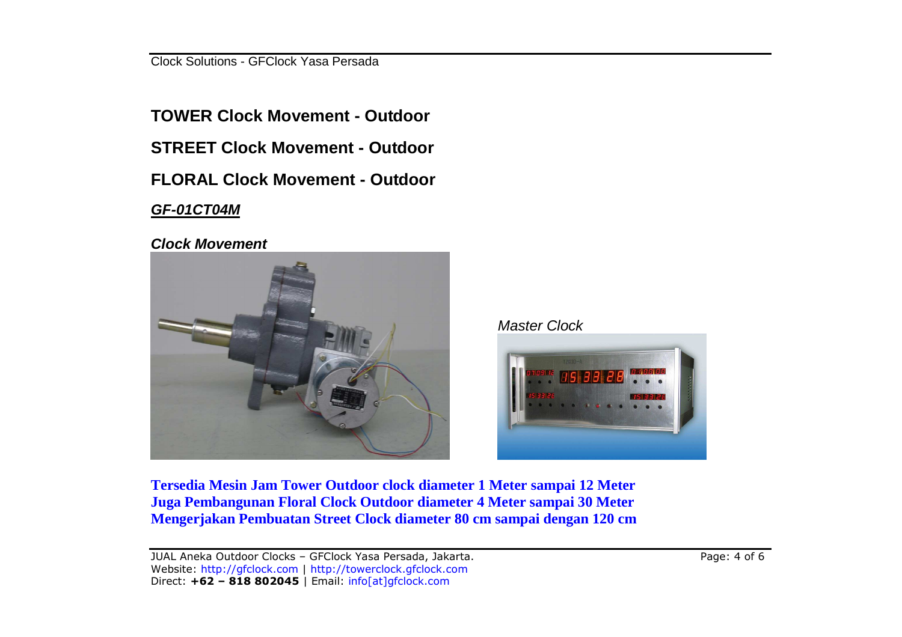**TOWER Clock Movement - Outdoor**

**STREET Clock Movement - Outdoor**

**FLORAL Clock Movement - Outdoor**

***GF-01CT04M***

***Clock Movement***

*Master Clock*

**Tersedia Mesin Jam Tower Outdoor clock diameter 1 Meter sampai 12 Meter**
**Juga Pembangunan Floral Clock Outdoor diameter 4 Meter sampai 30 Meter**
**Mengerjakan Pembuatan Street Clock diameter 80 cm sampai dengan 120 cm**

JUAL Aneka Outdoor Clocks – GFClock Yasa Persada, Jakarta.
Website: http://gfclock.com | http://towerclock.gfclock.com
Direct: **+62 – 818 802045** | Email: info[at]gfclock.com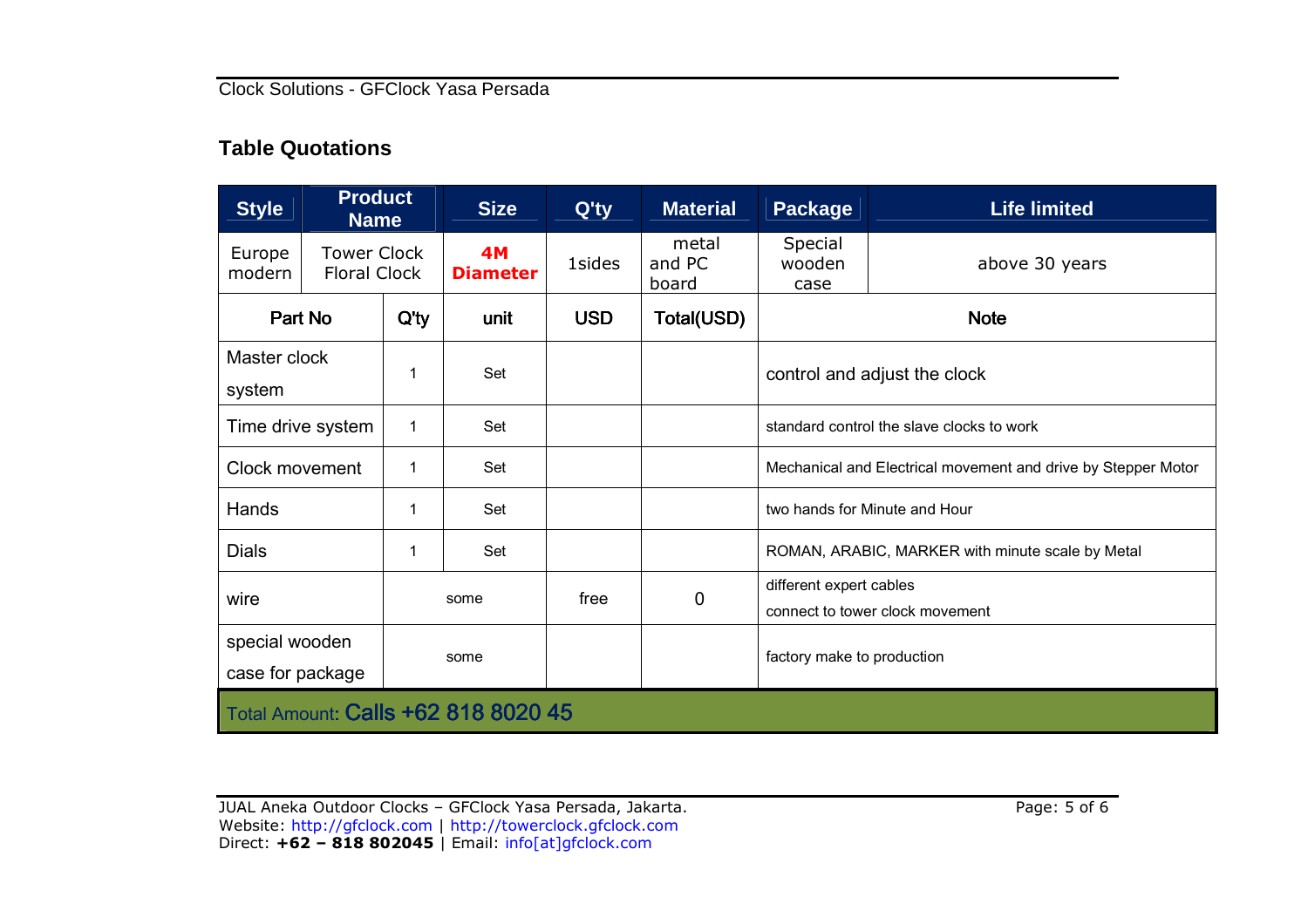## Table Quotations

| Style | Product Name | Size | Q'ty | Material | Package | Life limited |
|---|---|---|---|---|---|---|
| Europe modern | Tower Clock Floral Clock | **4M Diameter** | 1sides | metal and PC board | Special wooden case | above 30 years |

| Part No | Q'ty | unit | USD | Total(USD) | Note |
|---|---|---|---|---|---|
| Master clock system | 1 | Set | | | control and adjust the clock |
| Time drive system | 1 | Set | | | standard control the slave clocks to work |
| Clock movement | 1 | Set | | | Mechanical and Electrical movement and drive by Stepper Motor |
| Hands | 1 | Set | | | two hands for Minute and Hour |
| Dials | 1 | Set | | | ROMAN, ARABIC, MARKER with minute scale by Metal |
| wire | some | | free | 0 | different expert cables connect to tower clock movement |
| special wooden case for package | some | | | | factory make to production |
| Total Amount: **Calls +62 818 8020 45** | | | | | |

JUAL Aneka Outdoor Clocks – GFClock Yasa Persada, Jakarta.
Website: http://gfclock.com | http://towerclock.gfclock.com
Direct: **+62 – 818 802045** | Email: info[at]gfclock.com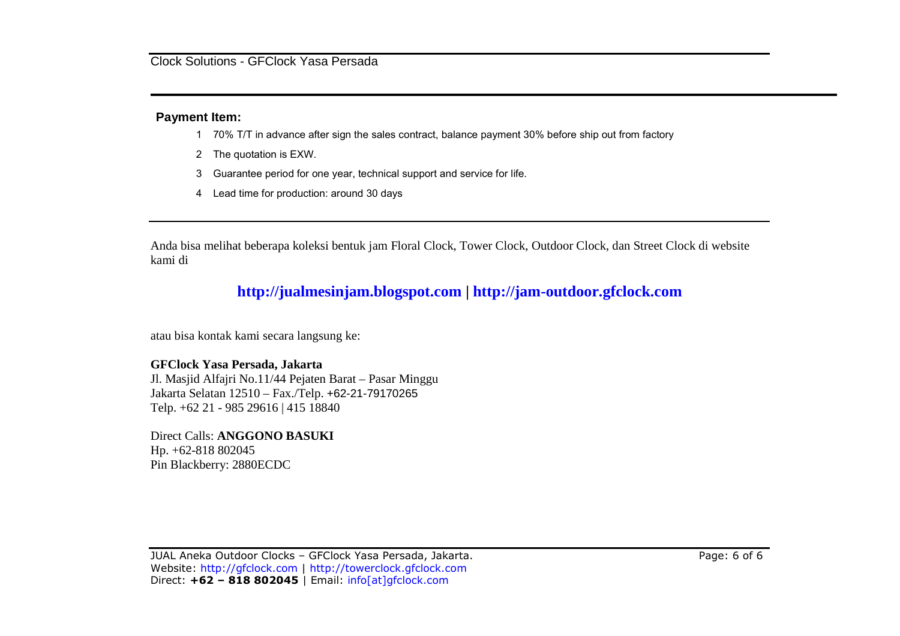**Payment Item:**

1. 70% T/T in advance after sign the sales contract, balance payment 30% before ship out from factory
2. The quotation is EXW.
3. Guarantee period for one year, technical support and service for life.
4. Lead time for production: around 30 days

Anda bisa melihat beberapa koleksi bentuk jam Floral Clock, Tower Clock, Outdoor Clock, dan Street Clock di website kami di

**http://jualmesinjam.blogspot.com | http://jam-outdoor.gfclock.com**

atau bisa kontak kami secara langsung ke:

**GFClock Yasa Persada, Jakarta**
Jl. Masjid Alfajri No.11/44 Pejaten Barat – Pasar Minggu
Jakarta Selatan 12510 – Fax./Telp. +62-21-79170265
Telp. +62 21 - 985 29616 | 415 18840

Direct Calls: **ANGGONO BASUKI**
Hp. +62-818 802045
Pin Blackberry: 2880ECDC